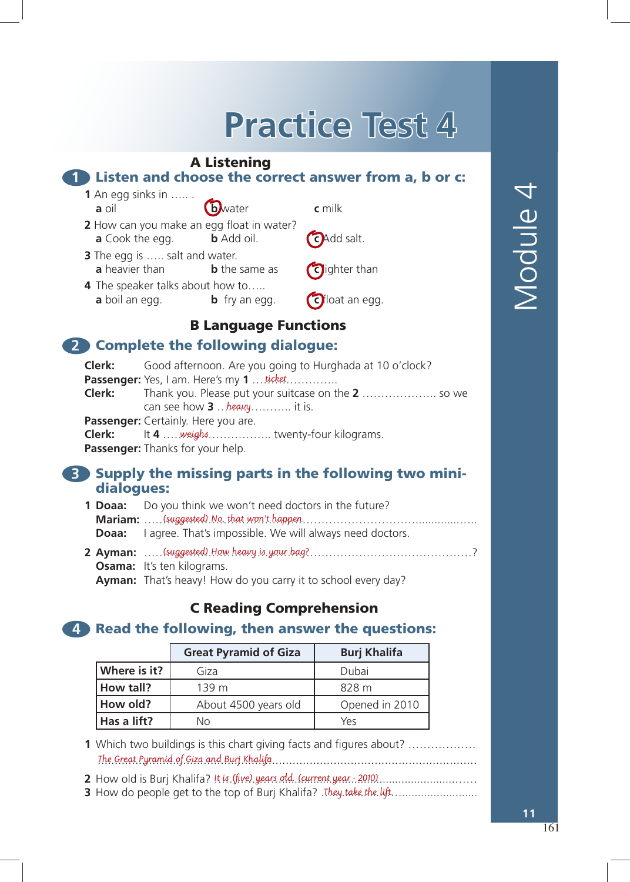# Practice Test 4

## A Listening

### 1 Listen and choose the correct answer from a, b or c:

1 An egg sinks in ….. .
- a oil
- **(b)** water
- c milk

2 How can you make an egg float in water?
- a Cook the egg.
- b Add oil.
- **(c)** Add salt.

3 The egg is ….. salt and water.
- a heavier than
- b the same as
- **(c)** lighter than

4 The speaker talks about how to…..
- a boil an egg.
- b fry an egg.
- **(c)** float an egg.

## B Language Functions

### 2 Complete the following dialogue:

**Clerk:** Good afternoon. Are you going to Hurghada at 10 o'clock?
**Passenger:** Yes, I am. Here's my **1** …*ticket*…………..
**Clerk:** Thank you. Please put your suitcase on the **2** ……………….. so we can see how **3** ..*heavy*……….. it is.
**Passenger:** Certainly. Here you are.
**Clerk:** It **4** ….*weighs*…………….. twenty-four kilograms.
**Passenger:** Thanks for your help.

### 3 Supply the missing parts in the following two mini-dialogues:

**1 Doaa:** Do you think we won't need doctors in the future?
**Mariam:** …..*(suggested) No, that won't happen*……………………………………….
**Doaa:** I agree. That's impossible. We will always need doctors.

**2 Ayman:** …..*(suggested) How heavy is your bag?*……………………………………?
**Osama:** It's ten kilograms.
**Ayman:** That's heavy! How do you carry it to school every day?

## C Reading Comprehension

### 4 Read the following, then answer the questions:

| | Great Pyramid of Giza | Burj Khalifa |
|---|---|---|
| **Where is it?** | Giza | Dubai |
| **How tall?** | 139 m | 828 m |
| **How old?** | About 4500 years old | Opened in 2010 |
| **Has a lift?** | No | Yes |

1 Which two buildings is this chart giving facts and figures about? ………………
*The Great Pyramid of Giza and Burj Khalifa*……………………………………………

2 How old is Burj Khalifa? *It is (five) years old. (current year - 2010)*……………………

3 How do people get to the top of Burj Khalifa? .*They take the lift*……………………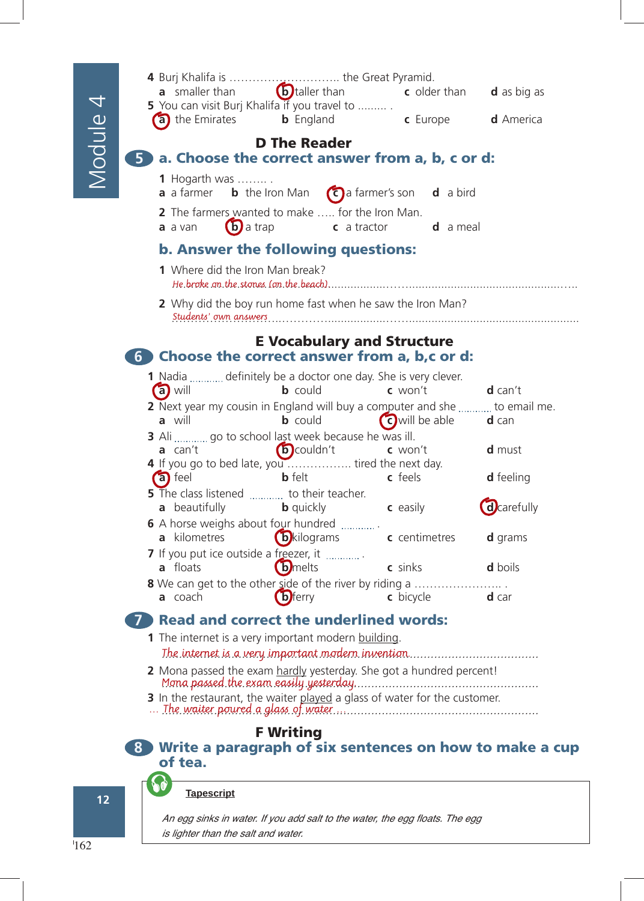4 Burj Khalifa is ………………………….. the Great Pyramid.

a smaller than  **(b)** taller than  c older than  d as big as

5 You can visit Burj Khalifa if you travel to ……… .

**(a)** the Emirates  b England  c Europe  d America

## D The Reader

### 5 a. Choose the correct answer from a, b, c or d:

1 Hogarth was …….. .

a a farmer  b the Iron Man  **(c)** a farmer's son  d a bird

2 The farmers wanted to make ….. for the Iron Man.

a a van  **(b)** a trap  c a tractor  d a meal

### b. Answer the following questions:

1 Where did the Iron Man break?

*He broke on the stones (on the beach)*……………………………………………………

2 Why did the boy run home fast when he saw the Iron Man?

*Students' own answers*……………………………………………………

## E Vocabulary and Structure

### 6 Choose the correct answer from a, b,c or d:

1 Nadia ……… definitely be a doctor one day. She is very clever.

**(a)** will  b could  c won't  d can't

2 Next year my cousin in England will buy a computer and she ……… to email me.

a will  b could  **(c)** will be able  d can

3 Ali ……… go to school last week because he was ill.

a can't  **(b)** couldn't  c won't  d must

4 If you go to bed late, you …………….. tired the next day.

**(a)** feel  b felt  c feels  d feeling

5 The class listened ……… to their teacher.

a beautifully  b quickly  c easily  **(d)** carefully

6 A horse weighs about four hundred ……… .

a kilometres  **(b)** kilograms  c centimetres  d grams

7 If you put ice outside a freezer, it ……… .

a floats  **(b)** melts  c sinks  d boils

8 We can get to the other side of the river by riding a ………………….. .

a coach  **(b)** ferry  c bicycle  d car

### 7 Read and correct the underlined words:

1 The internet is a very important modern <u>building</u>.

*The internet is a very important modern invention*……………………………………

2 Mona passed the exam <u>hardly</u> yesterday. She got a hundred percent!

*Mona passed the exam easily yesterday*……………………………………

3 In the restaurant, the waiter <u>played</u> a glass of water for the customer.

*The waiter poured a glass of water*……………………………………

## F Writing

### 8 Write a paragraph of six sentences on how to make a cup of tea.

**Tapescript**

*An egg sinks in water. If you add salt to the water, the egg floats. The egg is lighter than the salt and water.*